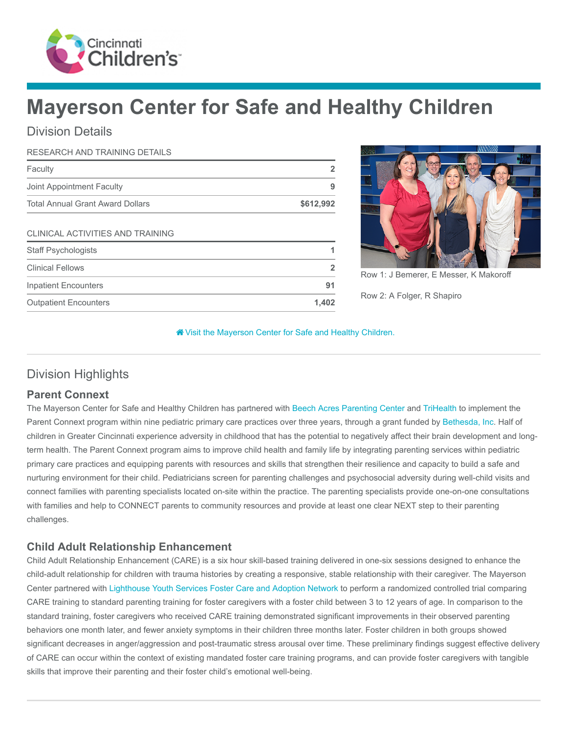Cincinnati Children's

# Mayerson Center for Safe and Healthy Children

## Division Details

| RESEARCH AND TRAINING DETAILS | |
|---|---|
| Faculty | 2 |
| Joint Appointment Faculty | 9 |
| Total Annual Grant Award Dollars | $612,992 |

| CLINICAL ACTIVITIES AND TRAINING | |
|---|---|
| Staff Psychologists | 1 |
| Clinical Fellows | 2 |
| Inpatient Encounters | 91 |
| Outpatient Encounters | 1,402 |

Row 1: J Bemerer, E Messer, K Makoroff

Row 2: A Folger, R Shapiro

Visit the Mayerson Center for Safe and Healthy Children.

## Division Highlights

### Parent Connext

The Mayerson Center for Safe and Healthy Children has partnered with Beech Acres Parenting Center and TriHealth to implement the Parent Connext program within nine pediatric primary care practices over three years, through a grant funded by Bethesda, Inc. Half of children in Greater Cincinnati experience adversity in childhood that has the potential to negatively affect their brain development and long-term health. The Parent Connext program aims to improve child health and family life by integrating parenting services within pediatric primary care practices and equipping parents with resources and skills that strengthen their resilience and capacity to build a safe and nurturing environment for their child. Pediatricians screen for parenting challenges and psychosocial adversity during well-child visits and connect families with parenting specialists located on-site within the practice. The parenting specialists provide one-on-one consultations with families and help to CONNECT parents to community resources and provide at least one clear NEXT step to their parenting challenges.

### Child Adult Relationship Enhancement

Child Adult Relationship Enhancement (CARE) is a six hour skill-based training delivered in one-six sessions designed to enhance the child-adult relationship for children with trauma histories by creating a responsive, stable relationship with their caregiver. The Mayerson Center partnered with Lighthouse Youth Services Foster Care and Adoption Network to perform a randomized controlled trial comparing CARE training to standard parenting training for foster caregivers with a foster child between 3 to 12 years of age. In comparison to the standard training, foster caregivers who received CARE training demonstrated significant improvements in their observed parenting behaviors one month later, and fewer anxiety symptoms in their children three months later. Foster children in both groups showed significant decreases in anger/aggression and post-traumatic stress arousal over time. These preliminary findings suggest effective delivery of CARE can occur within the context of existing mandated foster care training programs, and can provide foster caregivers with tangible skills that improve their parenting and their foster child's emotional well-being.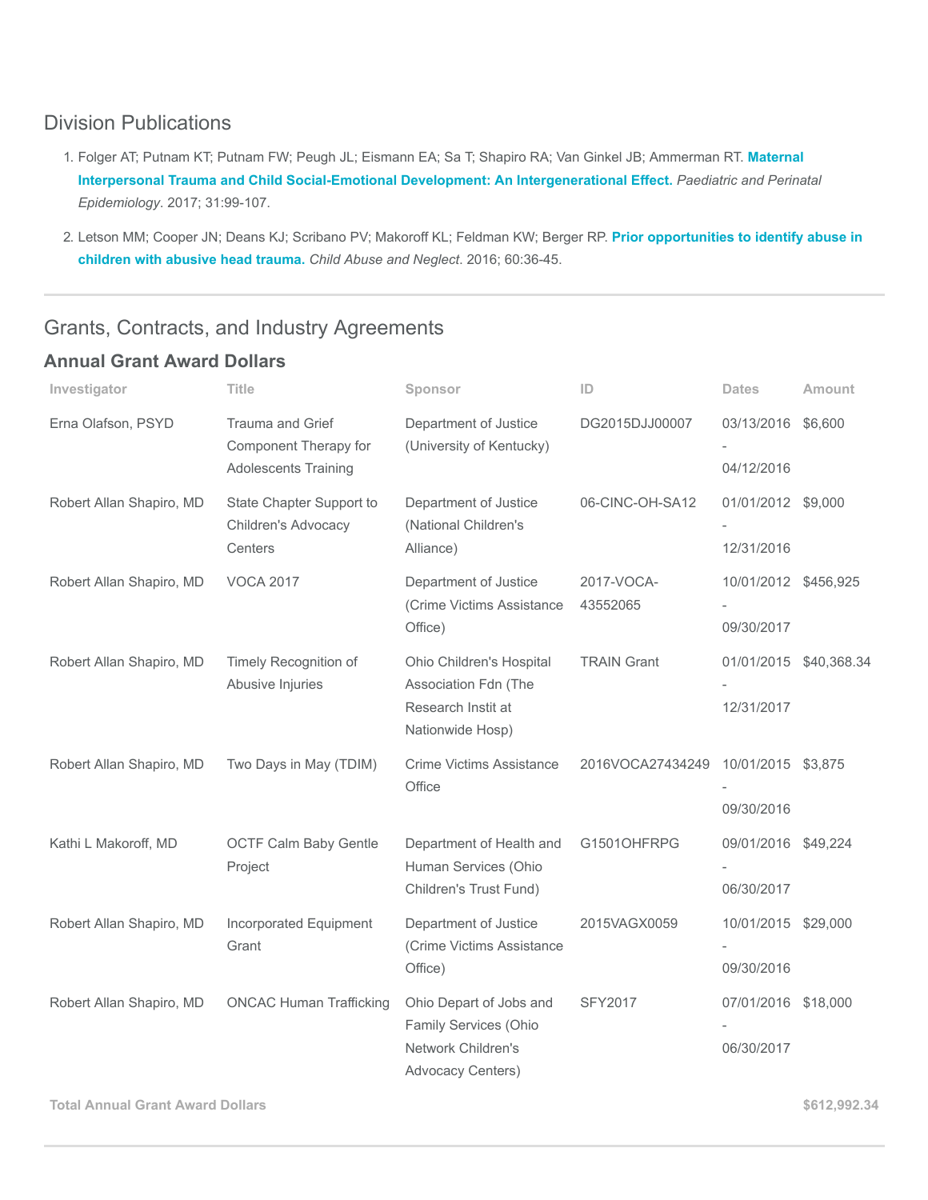## Division Publications

1. Folger AT; Putnam KT; Putnam FW; Peugh JL; Eismann EA; Sa T; Shapiro RA; Van Ginkel JB; Ammerman RT. **Maternal Interpersonal Trauma and Child Social-Emotional Development: An Intergenerational Effect.** *Paediatric and Perinatal Epidemiology*. 2017; 31:99-107.

2. Letson MM; Cooper JN; Deans KJ; Scribano PV; Makoroff KL; Feldman KW; Berger RP. **Prior opportunities to identify abuse in children with abusive head trauma.** *Child Abuse and Neglect*. 2016; 60:36-45.

## Grants, Contracts, and Industry Agreements

### Annual Grant Award Dollars

| Investigator | Title | Sponsor | ID | Dates | Amount |
|---|---|---|---|---|---|
| Erna Olafson, PSYD | Trauma and Grief Component Therapy for Adolescents Training | Department of Justice (University of Kentucky) | DG2015DJJ00007 | 03/13/2016 - 04/12/2016 | $6,600 |
| Robert Allan Shapiro, MD | State Chapter Support to Children's Advocacy Centers | Department of Justice (National Children's Alliance) | 06-CINC-OH-SA12 | 01/01/2012 - 12/31/2016 | $9,000 |
| Robert Allan Shapiro, MD | VOCA 2017 | Department of Justice (Crime Victims Assistance Office) | 2017-VOCA-43552065 | 10/01/2012 - 09/30/2017 | $456,925 |
| Robert Allan Shapiro, MD | Timely Recognition of Abusive Injuries | Ohio Children's Hospital Association Fdn (The Research Instit at Nationwide Hosp) | TRAIN Grant | 01/01/2015 - 12/31/2017 | $40,368.34 |
| Robert Allan Shapiro, MD | Two Days in May (TDIM) | Crime Victims Assistance Office | 2016VOCA27434249 | 10/01/2015 - 09/30/2016 | $3,875 |
| Kathi L Makoroff, MD | OCTF Calm Baby Gentle Project | Department of Health and Human Services (Ohio Children's Trust Fund) | G1501OHFRPG | 09/01/2016 - 06/30/2017 | $49,224 |
| Robert Allan Shapiro, MD | Incorporated Equipment Grant | Department of Justice (Crime Victims Assistance Office) | 2015VAGX0059 | 10/01/2015 - 09/30/2016 | $29,000 |
| Robert Allan Shapiro, MD | ONCAC Human Trafficking | Ohio Depart of Jobs and Family Services (Ohio Network Children's Advocacy Centers) | SFY2017 | 07/01/2016 - 06/30/2017 | $18,000 |
| **Total Annual Grant Award Dollars** | | | | | **$612,992.34** |